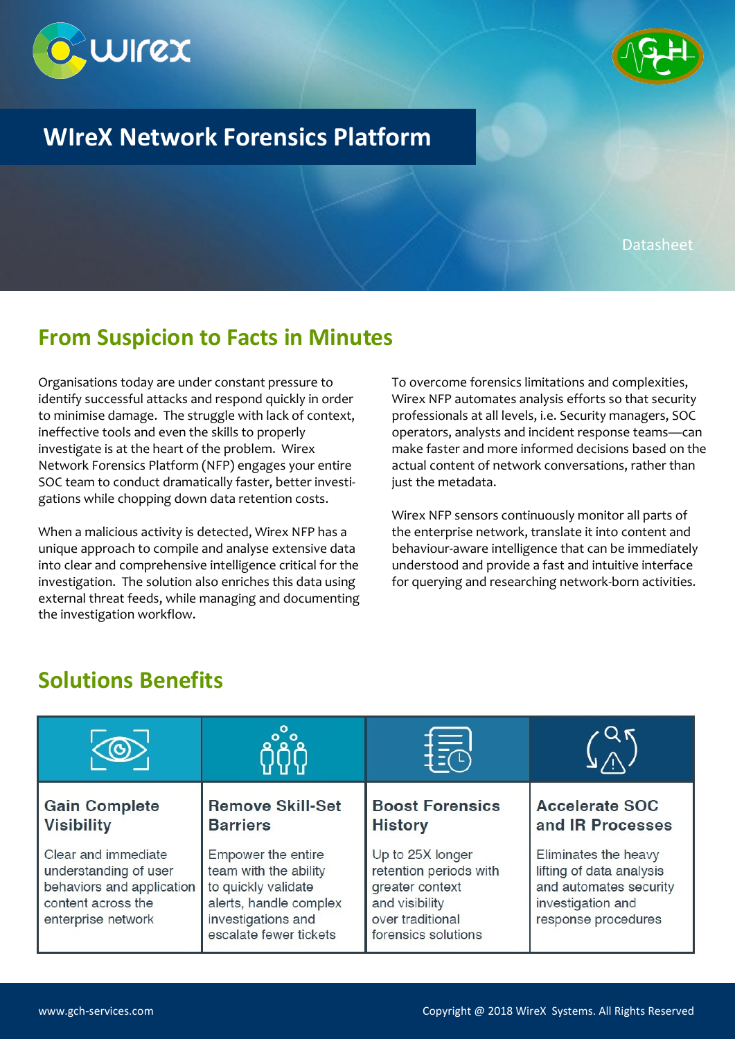# WIreX Network Forensics Platform

Datasheet

## From Suspicion to Facts in Minutes

Organisations today are under constant pressure to identify successful attacks and respond quickly in order to minimise damage. The struggle with lack of context, ineffective tools and even the skills to properly investigate is at the heart of the problem. Wirex Network Forensics Platform (NFP) engages your entire SOC team to conduct dramatically faster, better investigations while chopping down data retention costs.

When a malicious activity is detected, Wirex NFP has a unique approach to compile and analyse extensive data into clear and comprehensive intelligence critical for the investigation. The solution also enriches this data using external threat feeds, while managing and documenting the investigation workflow.

To overcome forensics limitations and complexities, Wirex NFP automates analysis efforts so that security professionals at all levels, i.e. Security managers, SOC operators, analysts and incident response teams—can make faster and more informed decisions based on the actual content of network conversations, rather than just the metadata.

Wirex NFP sensors continuously monitor all parts of the enterprise network, translate it into content and behaviour-aware intelligence that can be immediately understood and provide a fast and intuitive interface for querying and researching network-born activities.

## Solutions Benefits

| Gain Complete Visibility | Remove Skill-Set Barriers | Boost Forensics History | Accelerate SOC and IR Processes |
|---|---|---|---|
| Clear and immediate understanding of user behaviors and application content across the enterprise network | Empower the entire team with the ability to quickly validate alerts, handle complex investigations and escalate fewer tickets | Up to 25X longer retention periods with greater context and visibility over traditional forensics solutions | Eliminates the heavy lifting of data analysis and automates security investigation and response procedures |

www.gch-services.com

Copyright @ 2018 WireX Systems. All Rights Reserved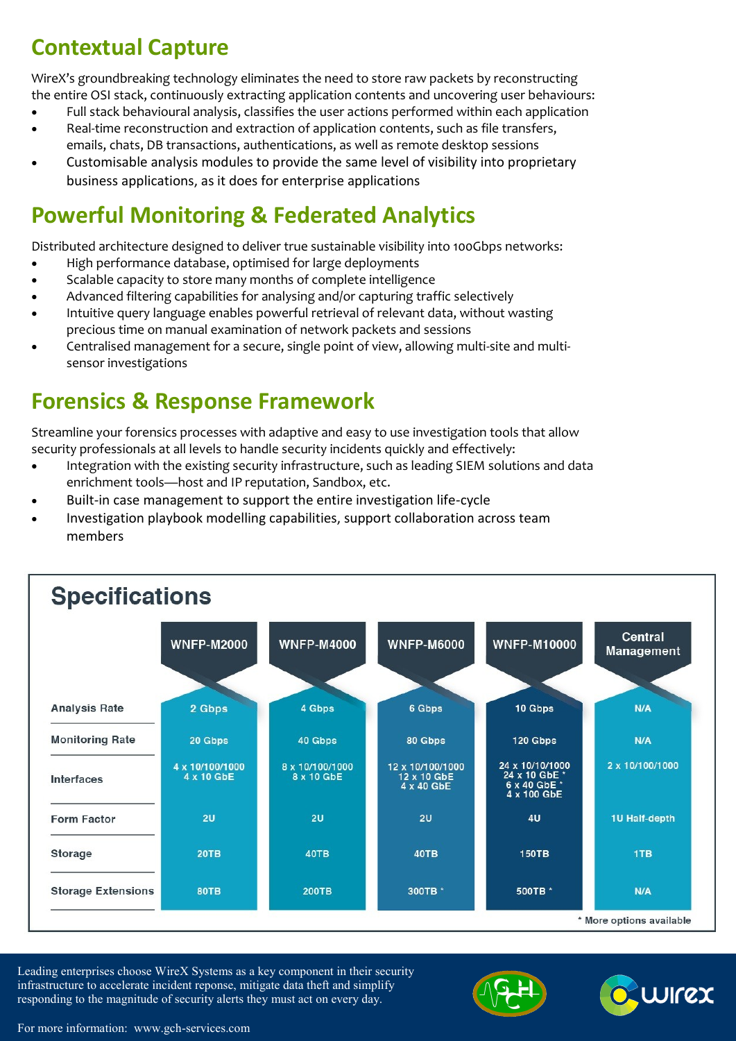## Contextual Capture

WireX's groundbreaking technology eliminates the need to store raw packets by reconstructing the entire OSI stack, continuously extracting application contents and uncovering user behaviours:

- Full stack behavioural analysis, classifies the user actions performed within each application
- Real-time reconstruction and extraction of application contents, such as file transfers, emails, chats, DB transactions, authentications, as well as remote desktop sessions
- Customisable analysis modules to provide the same level of visibility into proprietary business applications, as it does for enterprise applications

## Powerful Monitoring & Federated Analytics

Distributed architecture designed to deliver true sustainable visibility into 100Gbps networks:

- High performance database, optimised for large deployments
- Scalable capacity to store many months of complete intelligence
- Advanced filtering capabilities for analysing and/or capturing traffic selectively
- Intuitive query language enables powerful retrieval of relevant data, without wasting precious time on manual examination of network packets and sessions
- Centralised management for a secure, single point of view, allowing multi-site and multi-sensor investigations

## Forensics & Response Framework

Streamline your forensics processes with adaptive and easy to use investigation tools that allow security professionals at all levels to handle security incidents quickly and effectively:

- Integration with the existing security infrastructure, such as leading SIEM solutions and data enrichment tools—host and IP reputation, Sandbox, etc.
- Built-in case management to support the entire investigation life-cycle
- Investigation playbook modelling capabilities, support collaboration across team members

## Specifications

| | WNFP-M2000 | WNFP-M4000 | WNFP-M6000 | WNFP-M10000 | Central Management |
|---|---|---|---|---|---|
| Analysis Rate | 2 Gbps | 4 Gbps | 6 Gbps | 10 Gbps | N/A |
| Monitoring Rate | 20 Gbps | 40 Gbps | 80 Gbps | 120 Gbps | N/A |
| Interfaces | 4 x 10/100/1000<br>4 x 10 GbE | 8 x 10/100/1000<br>8 x 10 GbE | 12 x 10/100/1000<br>12 x 10 GbE<br>4 x 40 GbE | 24 x 10/10/1000<br>24 x 10 GbE *<br>6 x 40 GbE *<br>4 x 100 GbE | 2 x 10/100/1000 |
| Form Factor | 2U | 2U | 2U | 4U | 1U Half-depth |
| Storage | 20TB | 40TB | 40TB | 150TB | 1TB |
| Storage Extensions | 80TB | 200TB | 300TB * | 500TB * | N/A |

\* More options available

Leading enterprises choose WireX Systems as a key component in their security infrastructure to accelerate incident reponse, mitigate data theft and simplify responding to the magnitude of security alerts they must act on every day.

For more information: www.gch-services.com